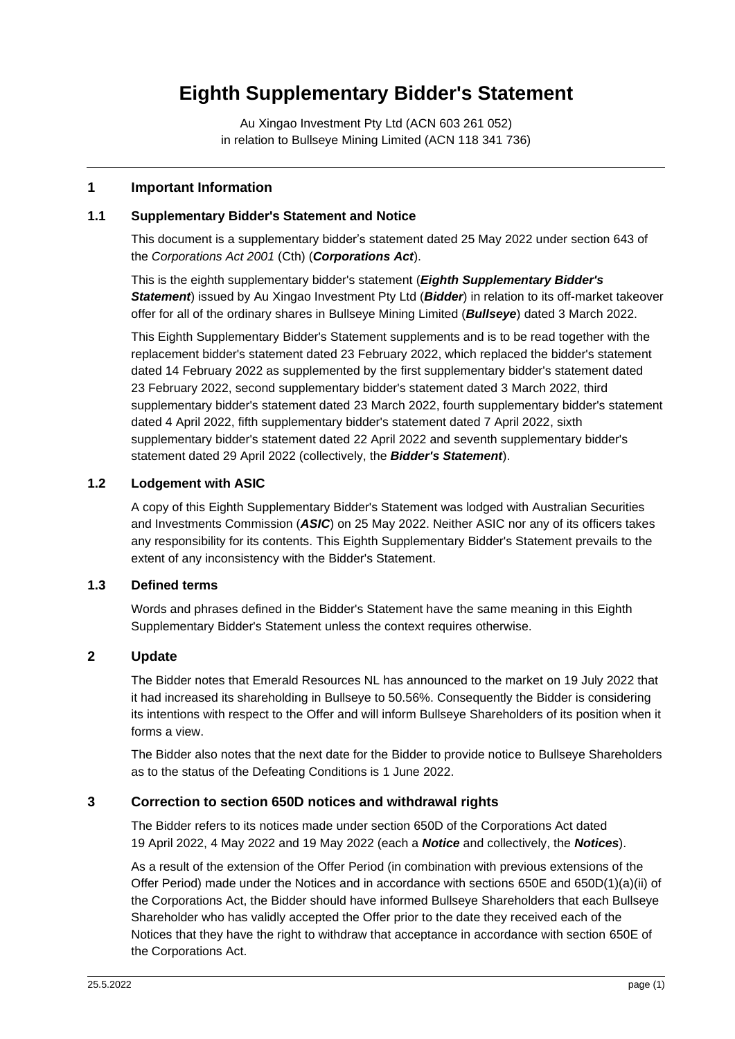// Eighth Supplementary Bidder's Statement

Au Xingao Investment Pty Ltd (ACN 603 261 052)
in relation to Bullseye Mining Limited (ACN 118 341 736)

---

## 1 Important Information

### 1.1 Supplementary Bidder's Statement and Notice

This document is a supplementary bidder's statement dated 25 May 2022 under section 643 of the *Corporations Act 2001* (Cth) (***Corporations Act***).

This is the eighth supplementary bidder's statement (***Eighth Supplementary Bidder's Statement***) issued by Au Xingao Investment Pty Ltd (***Bidder***) in relation to its off-market takeover offer for all of the ordinary shares in Bullseye Mining Limited (***Bullseye***) dated 3 March 2022.

This Eighth Supplementary Bidder's Statement supplements and is to be read together with the replacement bidder's statement dated 23 February 2022, which replaced the bidder's statement dated 14 February 2022 as supplemented by the first supplementary bidder's statement dated 23 February 2022, second supplementary bidder's statement dated 3 March 2022, third supplementary bidder's statement dated 23 March 2022, fourth supplementary bidder's statement dated 4 April 2022, fifth supplementary bidder's statement dated 7 April 2022, sixth supplementary bidder's statement dated 22 April 2022 and seventh supplementary bidder's statement dated 29 April 2022 (collectively, the ***Bidder's Statement***).

### 1.2 Lodgement with ASIC

A copy of this Eighth Supplementary Bidder's Statement was lodged with Australian Securities and Investments Commission (***ASIC***) on 25 May 2022. Neither ASIC nor any of its officers takes any responsibility for its contents. This Eighth Supplementary Bidder's Statement prevails to the extent of any inconsistency with the Bidder's Statement.

### 1.3 Defined terms

Words and phrases defined in the Bidder's Statement have the same meaning in this Eighth Supplementary Bidder's Statement unless the context requires otherwise.

## 2 Update

The Bidder notes that Emerald Resources NL has announced to the market on 19 July 2022 that it had increased its shareholding in Bullseye to 50.56%. Consequently the Bidder is considering its intentions with respect to the Offer and will inform Bullseye Shareholders of its position when it forms a view.

The Bidder also notes that the next date for the Bidder to provide notice to Bullseye Shareholders as to the status of the Defeating Conditions is 1 June 2022.

## 3 Correction to section 650D notices and withdrawal rights

The Bidder refers to its notices made under section 650D of the Corporations Act dated 19 April 2022, 4 May 2022 and 19 May 2022 (each a ***Notice*** and collectively, the ***Notices***).

As a result of the extension of the Offer Period (in combination with previous extensions of the Offer Period) made under the Notices and in accordance with sections 650E and 650D(1)(a)(ii) of the Corporations Act, the Bidder should have informed Bullseye Shareholders that each Bullseye Shareholder who has validly accepted the Offer prior to the date they received each of the Notices that they have the right to withdraw that acceptance in accordance with section 650E of the Corporations Act.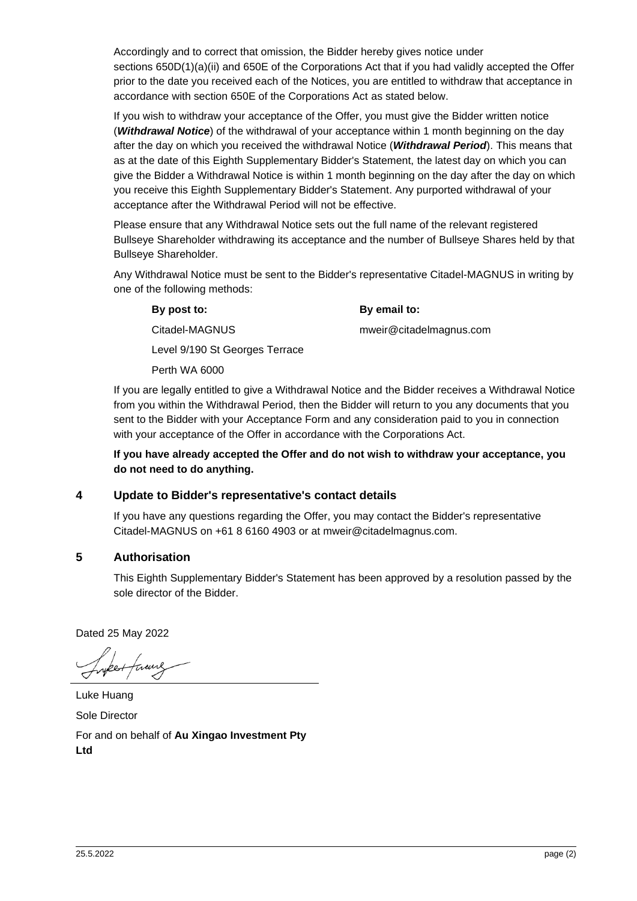Accordingly and to correct that omission, the Bidder hereby gives notice under sections 650D(1)(a)(ii) and 650E of the Corporations Act that if you had validly accepted the Offer prior to the date you received each of the Notices, you are entitled to withdraw that acceptance in accordance with section 650E of the Corporations Act as stated below.

If you wish to withdraw your acceptance of the Offer, you must give the Bidder written notice (***Withdrawal Notice***) of the withdrawal of your acceptance within 1 month beginning on the day after the day on which you received the withdrawal Notice (***Withdrawal Period***). This means that as at the date of this Eighth Supplementary Bidder's Statement, the latest day on which you can give the Bidder a Withdrawal Notice is within 1 month beginning on the day after the day on which you receive this Eighth Supplementary Bidder's Statement. Any purported withdrawal of your acceptance after the Withdrawal Period will not be effective.

Please ensure that any Withdrawal Notice sets out the full name of the relevant registered Bullseye Shareholder withdrawing its acceptance and the number of Bullseye Shares held by that Bullseye Shareholder.

Any Withdrawal Notice must be sent to the Bidder's representative Citadel-MAGNUS in writing by one of the following methods:

**By post to:**

Citadel-MAGNUS
Level 9/190 St Georges Terrace
Perth WA 6000

**By email to:**

mweir@citadelmagnus.com

If you are legally entitled to give a Withdrawal Notice and the Bidder receives a Withdrawal Notice from you within the Withdrawal Period, then the Bidder will return to you any documents that you sent to the Bidder with your Acceptance Form and any consideration paid to you in connection with your acceptance of the Offer in accordance with the Corporations Act.

**If you have already accepted the Offer and do not wish to withdraw your acceptance, you do not need to do anything.**

## 4 Update to Bidder's representative's contact details

If you have any questions regarding the Offer, you may contact the Bidder's representative Citadel-MAGNUS on +61 8 6160 4903 or at mweir@citadelmagnus.com.

## 5 Authorisation

This Eighth Supplementary Bidder's Statement has been approved by a resolution passed by the sole director of the Bidder.

Dated 25 May 2022

Luke Huang
Sole Director
For and on behalf of **Au Xingao Investment Pty Ltd**